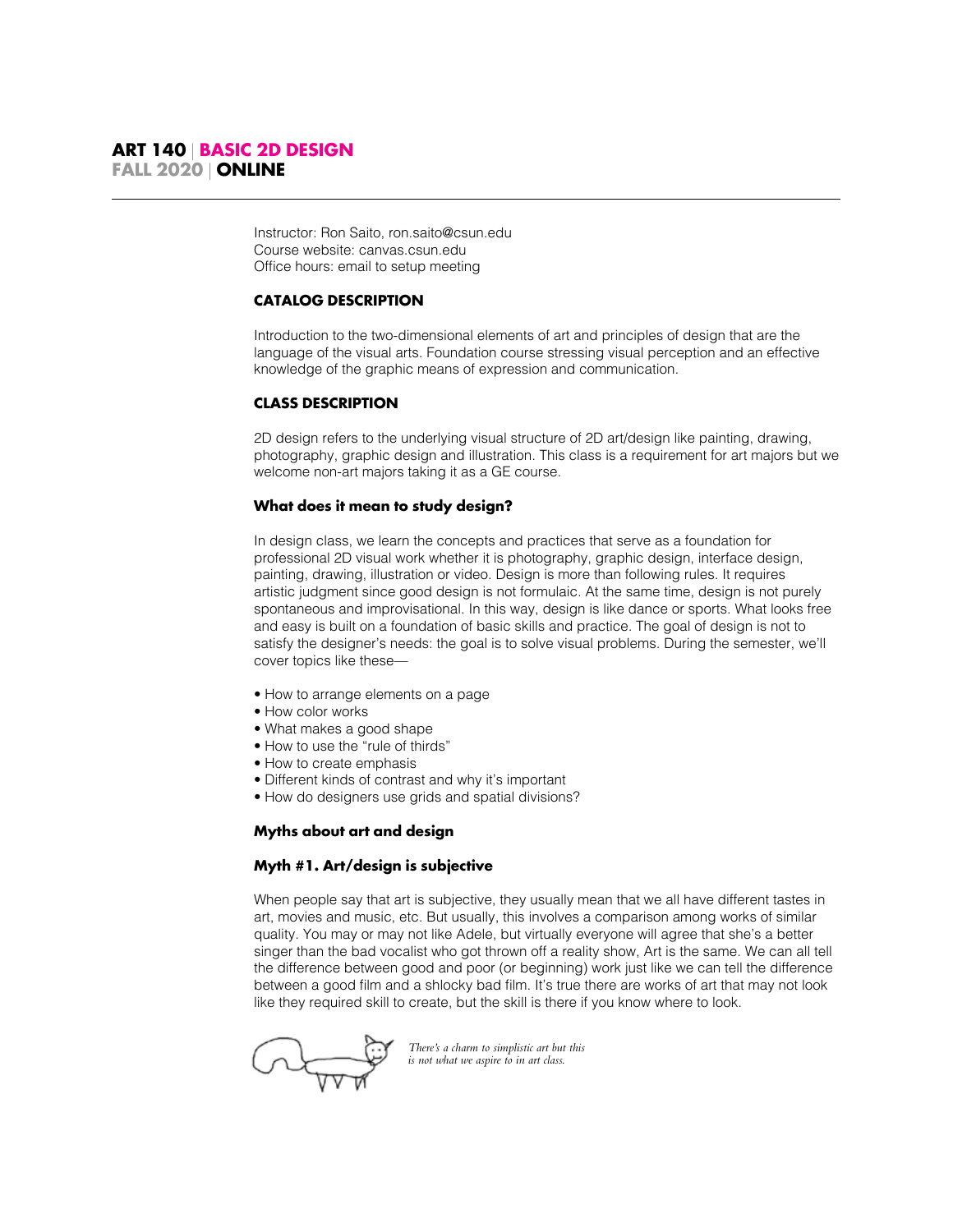# ART 140 | BASIC 2D DESIGN
## FALL 2020 | ONLINE

Instructor: Ron Saito, ron.saito@csun.edu
Course website: canvas.csun.edu
Office hours: email to setup meeting

### CATALOG DESCRIPTION

Introduction to the two-dimensional elements of art and principles of design that are the language of the visual arts. Foundation course stressing visual perception and an effective knowledge of the graphic means of expression and communication.

### CLASS DESCRIPTION

2D design refers to the underlying visual structure of 2D art/design like painting, drawing, photography, graphic design and illustration. This class is a requirement for art majors but we welcome non-art majors taking it as a GE course.

#### What does it mean to study design?

In design class, we learn the concepts and practices that serve as a foundation for professional 2D visual work whether it is photography, graphic design, interface design, painting, drawing, illustration or video. Design is more than following rules. It requires artistic judgment since good design is not formulaic. At the same time, design is not purely spontaneous and improvisational. In this way, design is like dance or sports. What looks free and easy is built on a foundation of basic skills and practice. The goal of design is not to satisfy the designer's needs: the goal is to solve visual problems. During the semester, we'll cover topics like these—

- How to arrange elements on a page
- How color works
- What makes a good shape
- How to use the "rule of thirds"
- How to create emphasis
- Different kinds of contrast and why it's important
- How do designers use grids and spatial divisions?

#### Myths about art and design

#### Myth #1. Art/design is subjective

When people say that art is subjective, they usually mean that we all have different tastes in art, movies and music, etc. But usually, this involves a comparison among works of similar quality. You may or may not like Adele, but virtually everyone will agree that she's a better singer than the bad vocalist who got thrown off a reality show, Art is the same. We can all tell the difference between good and poor (or beginning) work just like we can tell the difference between a good film and a shlocky bad film. It's true there are works of art that may not look like they required skill to create, but the skill is there if you know where to look.

*There's a charm to simplistic art but this is not what we aspire to in art class.*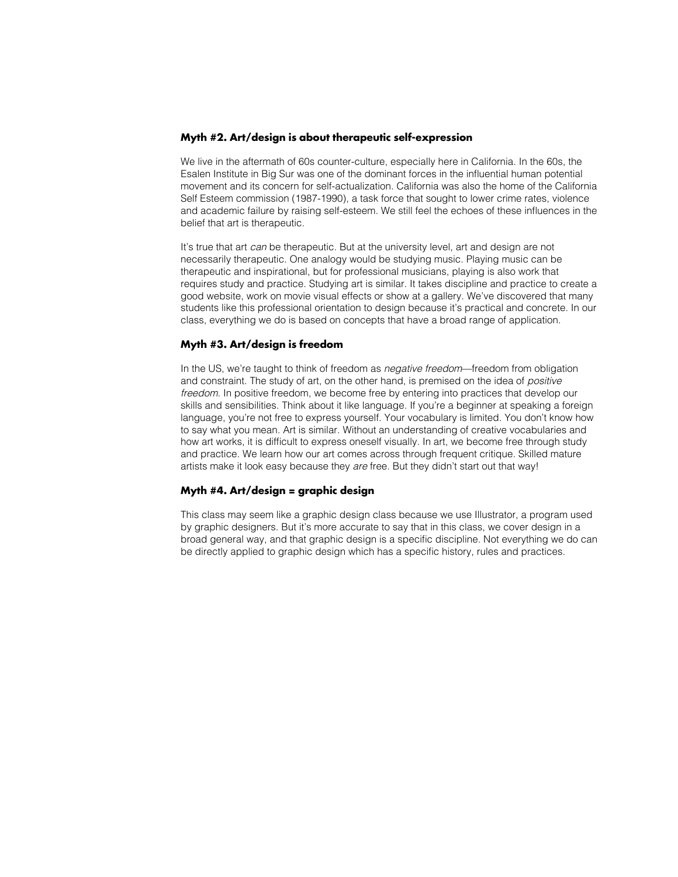### Myth #2. Art/design is about therapeutic self-expression

We live in the aftermath of 60s counter-culture, especially here in California. In the 60s, the Esalen Institute in Big Sur was one of the dominant forces in the influential human potential movement and its concern for self-actualization. California was also the home of the California Self Esteem commission (1987-1990), a task force that sought to lower crime rates, violence and academic failure by raising self-esteem. We still feel the echoes of these influences in the belief that art is therapeutic.

It's true that art *can* be therapeutic. But at the university level, art and design are not necessarily therapeutic. One analogy would be studying music. Playing music can be therapeutic and inspirational, but for professional musicians, playing is also work that requires study and practice. Studying art is similar. It takes discipline and practice to create a good website, work on movie visual effects or show at a gallery. We've discovered that many students like this professional orientation to design because it's practical and concrete. In our class, everything we do is based on concepts that have a broad range of application.

### Myth #3. Art/design is freedom

In the US, we're taught to think of freedom as *negative freedom*—freedom from obligation and constraint. The study of art, on the other hand, is premised on the idea of *positive freedom*. In positive freedom, we become free by entering into practices that develop our skills and sensibilities. Think about it like language. If you're a beginner at speaking a foreign language, you're not free to express yourself. Your vocabulary is limited. You don't know how to say what you mean. Art is similar. Without an understanding of creative vocabularies and how art works, it is difficult to express oneself visually. In art, we become free through study and practice. We learn how our art comes across through frequent critique. Skilled mature artists make it look easy because they *are* free. But they didn't start out that way!

### Myth #4. Art/design = graphic design

This class may seem like a graphic design class because we use Illustrator, a program used by graphic designers. But it's more accurate to say that in this class, we cover design in a broad general way, and that graphic design is a specific discipline. Not everything we do can be directly applied to graphic design which has a specific history, rules and practices.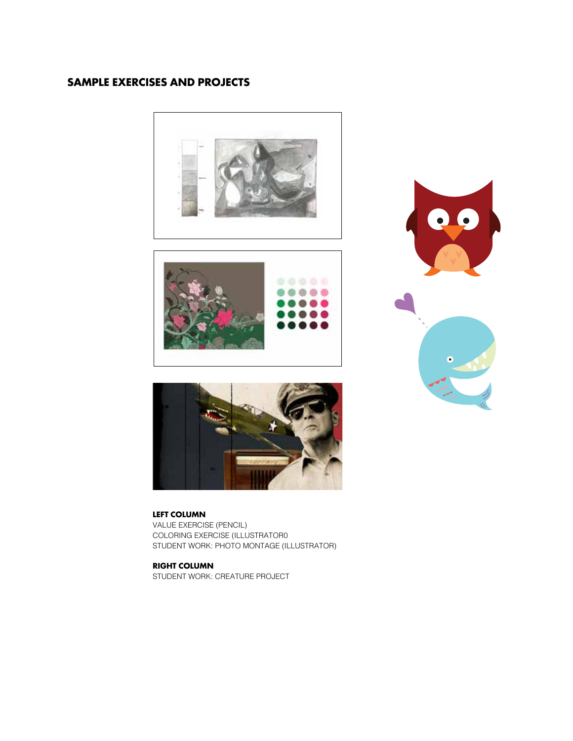## SAMPLE EXERCISES AND PROJECTS

**LEFT COLUMN**
VALUE EXERCISE (PENCIL)
COLORING EXERCISE (ILLUSTRATOR0
STUDENT WORK: PHOTO MONTAGE (ILLUSTRATOR)

**RIGHT COLUMN**
STUDENT WORK: CREATURE PROJECT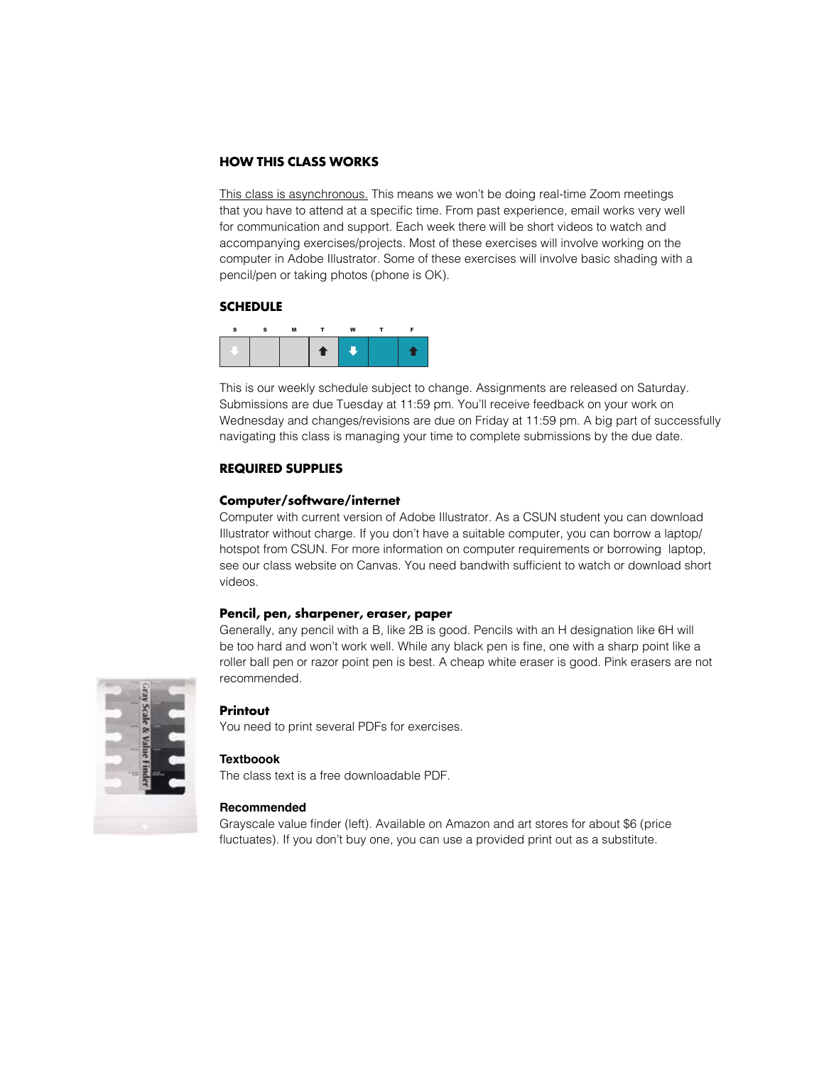## HOW THIS CLASS WORKS

This class is asynchronous. This means we won't be doing real-time Zoom meetings that you have to attend at a specific time. From past experience, email works very well for communication and support. Each week there will be short videos to watch and accompanying exercises/projects. Most of these exercises will involve working on the computer in Adobe Illustrator. Some of these exercises will involve basic shading with a pencil/pen or taking photos (phone is OK).

## SCHEDULE

| S | S | M | T | W | T | F |
|---|---|---|---|---|---|---|
| ↓ | | | ↑ | ↓ | | ↑ |

This is our weekly schedule subject to change. Assignments are released on Saturday. Submissions are due Tuesday at 11:59 pm. You'll receive feedback on your work on Wednesday and changes/revisions are due on Friday at 11:59 pm. A big part of successfully navigating this class is managing your time to complete submissions by the due date.

## REQUIRED SUPPLIES

### Computer/software/internet

Computer with current version of Adobe Illustrator. As a CSUN student you can download Illustrator without charge. If you don't have a suitable computer, you can borrow a laptop/hotspot from CSUN. For more information on computer requirements or borrowing laptop, see our class website on Canvas. You need bandwith sufficient to watch or download short videos.

### Pencil, pen, sharpener, eraser, paper

Generally, any pencil with a B, like 2B is good. Pencils with an H designation like 6H will be too hard and won't work well. While any black pen is fine, one with a sharp point like a roller ball pen or razor point pen is best. A cheap white eraser is good. Pink erasers are not recommended.

### Printout

You need to print several PDFs for exercises.

### Textboook

The class text is a free downloadable PDF.

### Recommended

Grayscale value finder (left). Available on Amazon and art stores for about $6 (price fluctuates). If you don't buy one, you can use a provided print out as a substitute.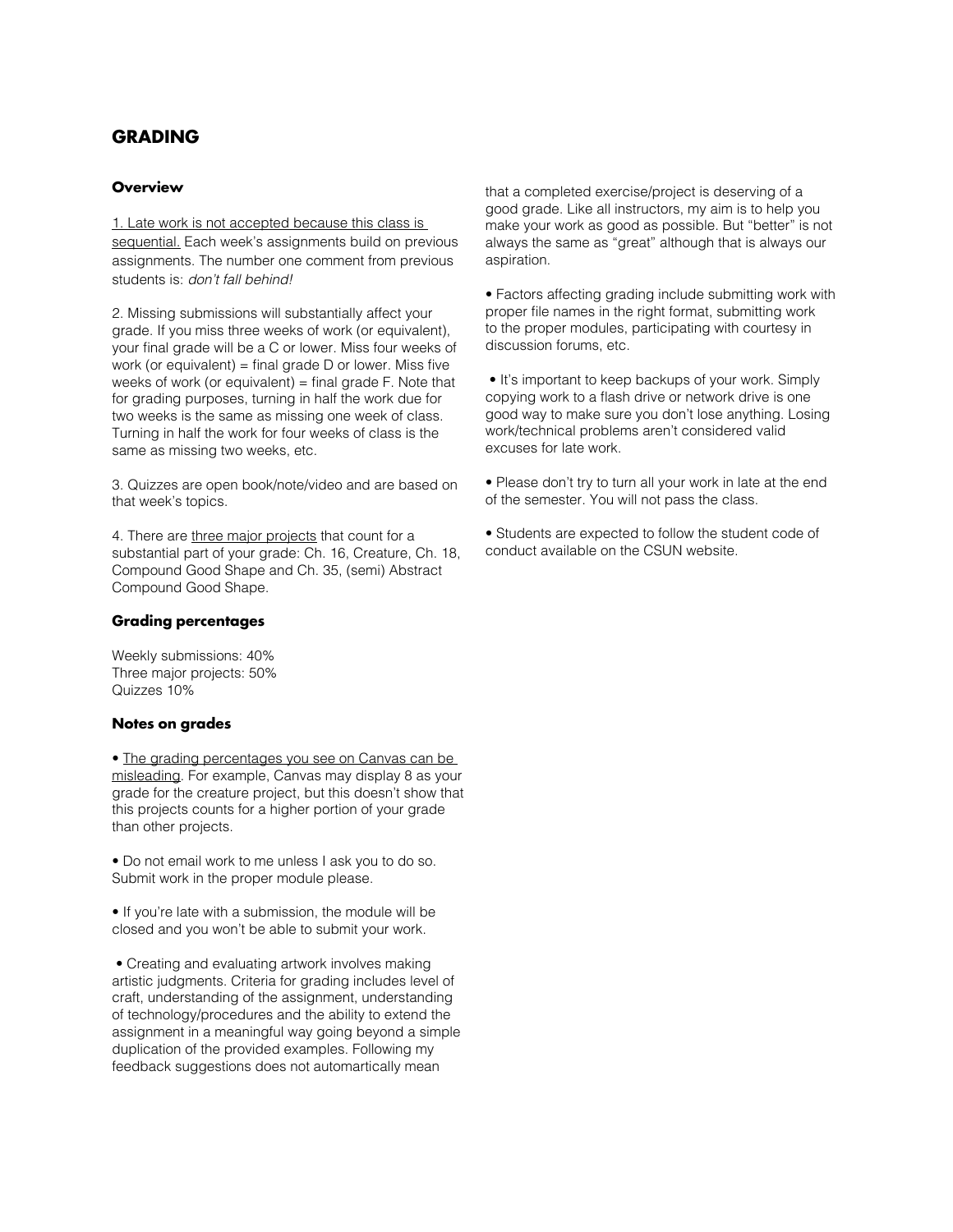# GRADING

### Overview

1. Late work is not accepted because this class is sequential. Each week's assignments build on previous assignments. The number one comment from previous students is: *don't fall behind!*

2. Missing submissions will substantially affect your grade. If you miss three weeks of work (or equivalent), your final grade will be a C or lower. Miss four weeks of work (or equivalent) = final grade D or lower. Miss five weeks of work (or equivalent) = final grade F. Note that for grading purposes, turning in half the work due for two weeks is the same as missing one week of class. Turning in half the work for four weeks of class is the same as missing two weeks, etc.

3. Quizzes are open book/note/video and are based on that week's topics.

4. There are three major projects that count for a substantial part of your grade: Ch. 16, Creature, Ch. 18, Compound Good Shape and Ch. 35, (semi) Abstract Compound Good Shape.

### Grading percentages

Weekly submissions: 40%
Three major projects: 50%
Quizzes 10%

### Notes on grades

• The grading percentages you see on Canvas can be misleading. For example, Canvas may display 8 as your grade for the creature project, but this doesn't show that this projects counts for a higher portion of your grade than other projects.

• Do not email work to me unless I ask you to do so. Submit work in the proper module please.

• If you're late with a submission, the module will be closed and you won't be able to submit your work.

• Creating and evaluating artwork involves making artistic judgments. Criteria for grading includes level of craft, understanding of the assignment, understanding of technology/procedures and the ability to extend the assignment in a meaningful way going beyond a simple duplication of the provided examples. Following my feedback suggestions does not automartically mean that a completed exercise/project is deserving of a good grade. Like all instructors, my aim is to help you make your work as good as possible. But "better" is not always the same as "great" although that is always our aspiration.

• Factors affecting grading include submitting work with proper file names in the right format, submitting work to the proper modules, participating with courtesy in discussion forums, etc.

• It's important to keep backups of your work. Simply copying work to a flash drive or network drive is one good way to make sure you don't lose anything. Losing work/technical problems aren't considered valid excuses for late work.

• Please don't try to turn all your work in late at the end of the semester. You will not pass the class.

• Students are expected to follow the student code of conduct available on the CSUN website.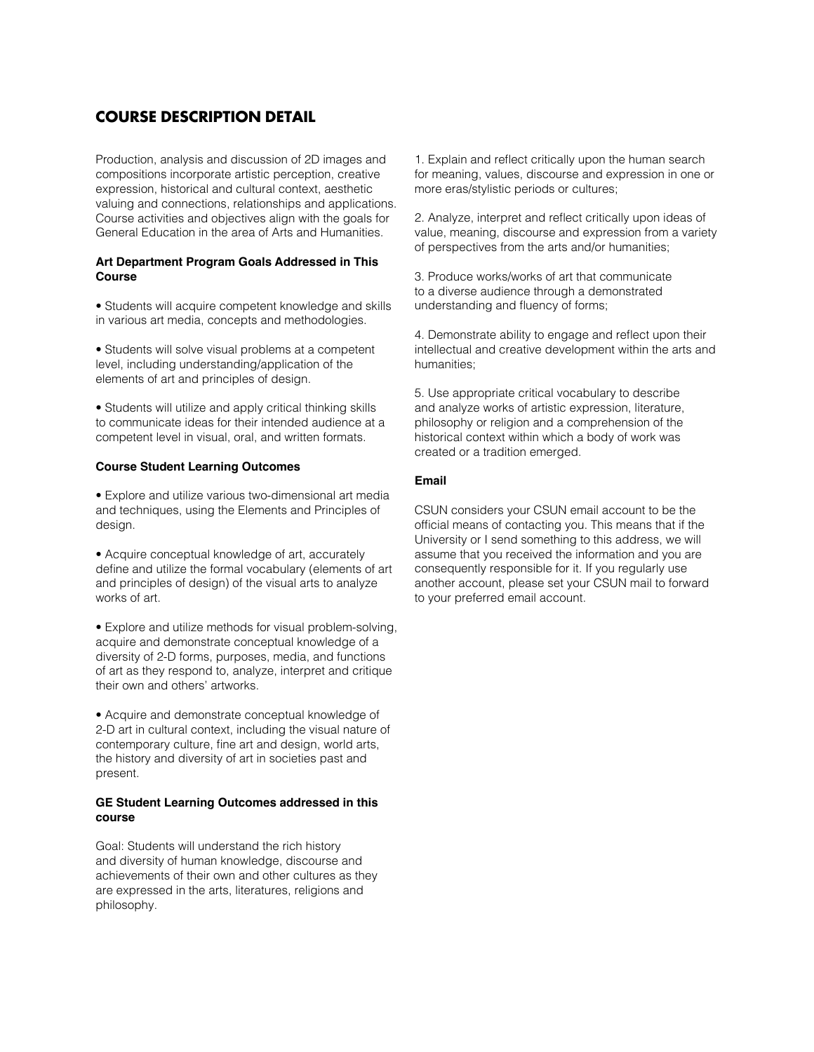## COURSE DESCRIPTION DETAIL

Production, analysis and discussion of 2D images and compositions incorporate artistic perception, creative expression, historical and cultural context, aesthetic valuing and connections, relationships and applications. Course activities and objectives align with the goals for General Education in the area of Arts and Humanities.

**Art Department Program Goals Addressed in This Course**

- Students will acquire competent knowledge and skills in various art media, concepts and methodologies.

- Students will solve visual problems at a competent level, including understanding/application of the elements of art and principles of design.

- Students will utilize and apply critical thinking skills to communicate ideas for their intended audience at a competent level in visual, oral, and written formats.

**Course Student Learning Outcomes**

- Explore and utilize various two-dimensional art media and techniques, using the Elements and Principles of design.

- Acquire conceptual knowledge of art, accurately define and utilize the formal vocabulary (elements of art and principles of design) of the visual arts to analyze works of art.

- Explore and utilize methods for visual problem-solving, acquire and demonstrate conceptual knowledge of a diversity of 2-D forms, purposes, media, and functions of art as they respond to, analyze, interpret and critique their own and others' artworks.

- Acquire and demonstrate conceptual knowledge of 2-D art in cultural context, including the visual nature of contemporary culture, fine art and design, world arts, the history and diversity of art in societies past and present.

**GE Student Learning Outcomes addressed in this course**

Goal: Students will understand the rich history and diversity of human knowledge, discourse and achievements of their own and other cultures as they are expressed in the arts, literatures, religions and philosophy.

1. Explain and reflect critically upon the human search for meaning, values, discourse and expression in one or more eras/stylistic periods or cultures;

2. Analyze, interpret and reflect critically upon ideas of value, meaning, discourse and expression from a variety of perspectives from the arts and/or humanities;

3. Produce works/works of art that communicate to a diverse audience through a demonstrated understanding and fluency of forms;

4. Demonstrate ability to engage and reflect upon their intellectual and creative development within the arts and humanities;

5. Use appropriate critical vocabulary to describe and analyze works of artistic expression, literature, philosophy or religion and a comprehension of the historical context within which a body of work was created or a tradition emerged.

**Email**

CSUN considers your CSUN email account to be the official means of contacting you. This means that if the University or I send something to this address, we will assume that you received the information and you are consequently responsible for it. If you regularly use another account, please set your CSUN mail to forward to your preferred email account.